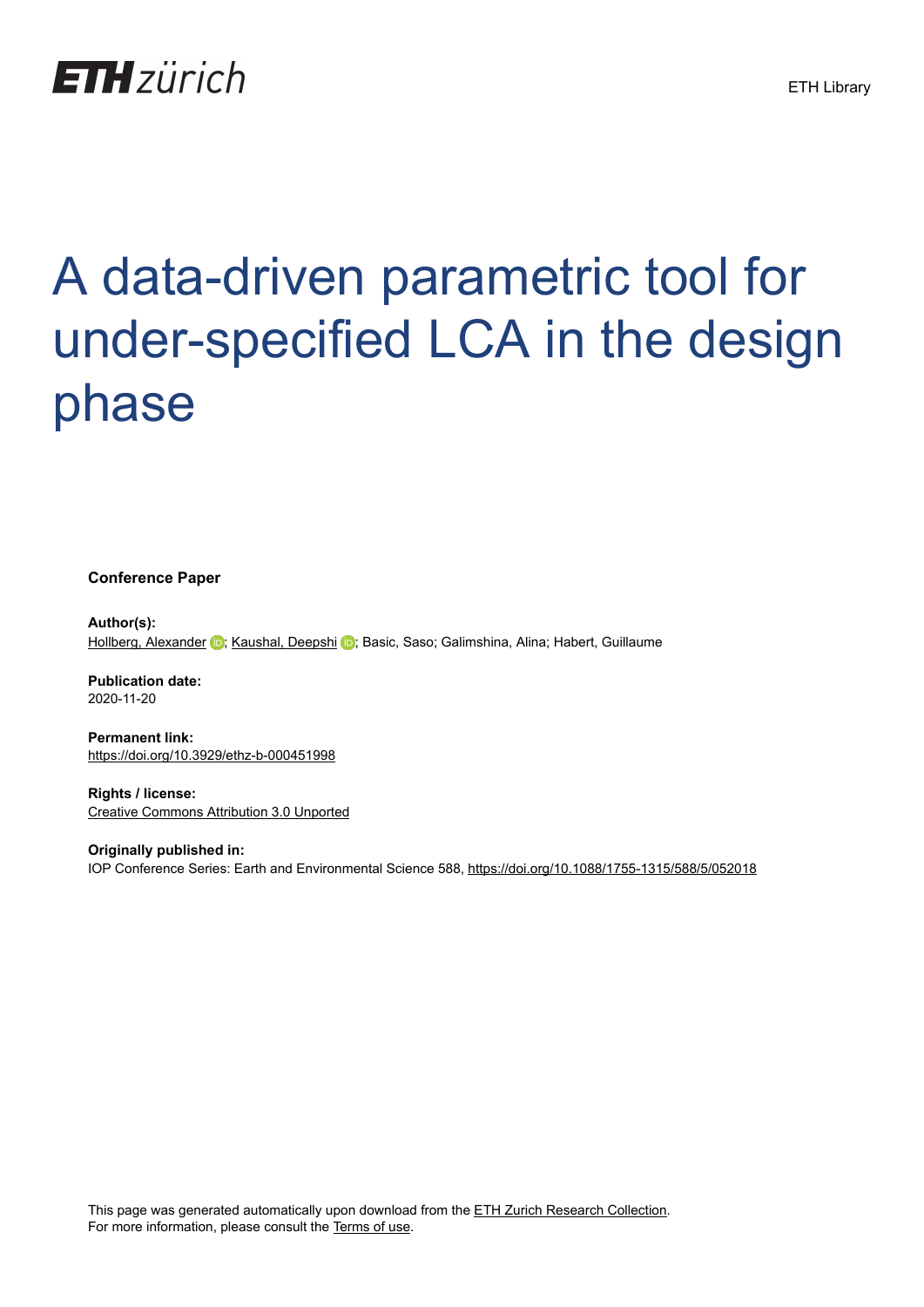ETH zürich

ETH Library

# A data-driven parametric tool for under-specified LCA in the design phase

**Conference Paper**

**Author(s):**
Hollberg, Alexander; Kaushal, Deepshi; Basic, Saso; Galimshina, Alina; Habert, Guillaume

**Publication date:**
2020-11-20

**Permanent link:**
https://doi.org/10.3929/ethz-b-000451998

**Rights / license:**
Creative Commons Attribution 3.0 Unported

**Originally published in:**
IOP Conference Series: Earth and Environmental Science 588, https://doi.org/10.1088/1755-1315/588/5/052018

This page was generated automatically upon download from the ETH Zurich Research Collection.
For more information, please consult the Terms of use.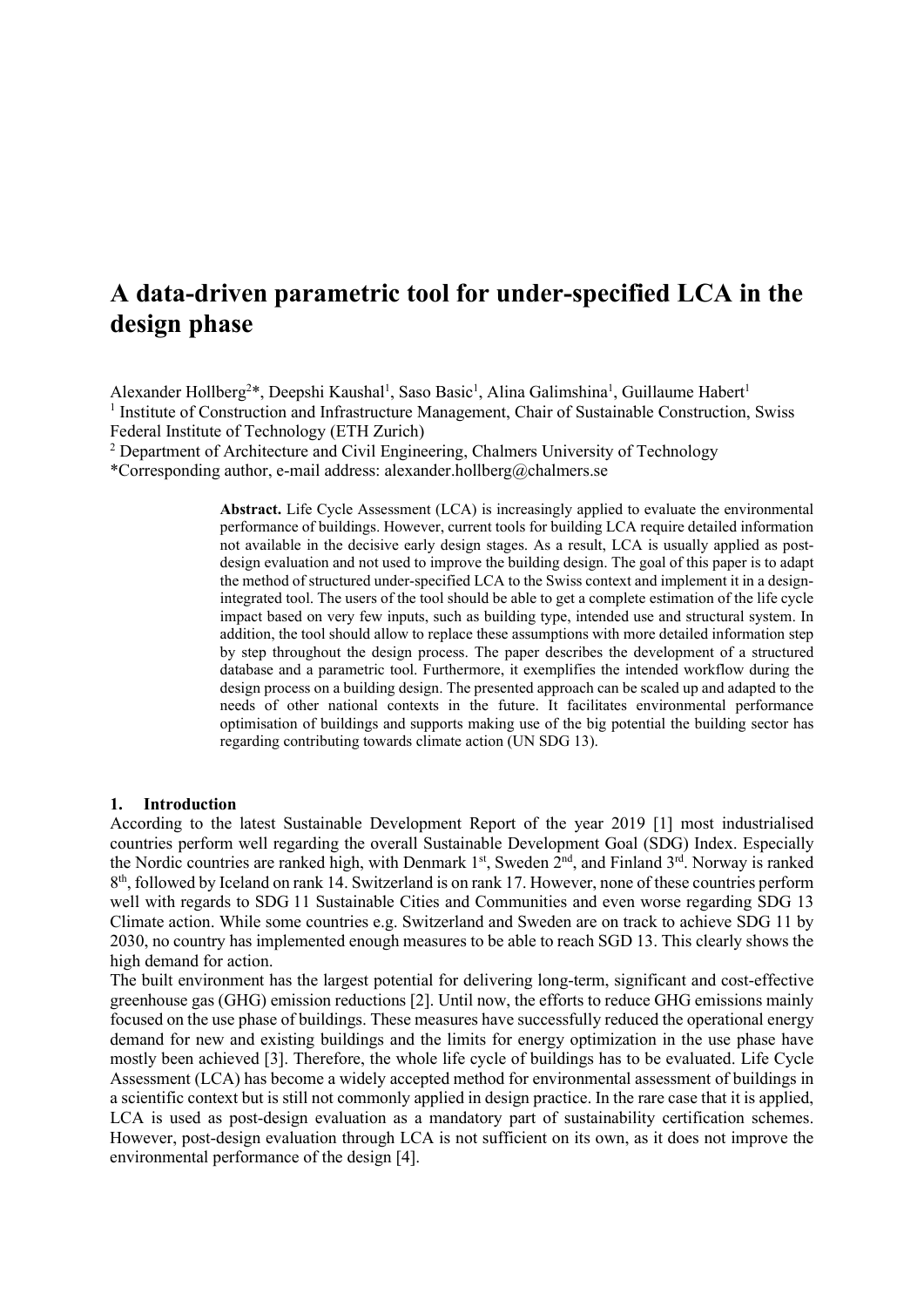# A data-driven parametric tool for under-specified LCA in the design phase

Alexander Hollberg[2]*, Deepshi Kaushal[1], Saso Basic[1], Alina Galimshina[1], Guillaume Habert[1]
[1] Institute of Construction and Infrastructure Management, Chair of Sustainable Construction, Swiss Federal Institute of Technology (ETH Zurich)
[2] Department of Architecture and Civil Engineering, Chalmers University of Technology
*Corresponding author, e-mail address: alexander.hollberg@chalmers.se

**Abstract.** Life Cycle Assessment (LCA) is increasingly applied to evaluate the environmental performance of buildings. However, current tools for building LCA require detailed information not available in the decisive early design stages. As a result, LCA is usually applied as post-design evaluation and not used to improve the building design. The goal of this paper is to adapt the method of structured under-specified LCA to the Swiss context and implement it in a design-integrated tool. The users of the tool should be able to get a complete estimation of the life cycle impact based on very few inputs, such as building type, intended use and structural system. In addition, the tool should allow to replace these assumptions with more detailed information step by step throughout the design process. The paper describes the development of a structured database and a parametric tool. Furthermore, it exemplifies the intended workflow during the design process on a building design. The presented approach can be scaled up and adapted to the needs of other national contexts in the future. It facilitates environmental performance optimisation of buildings and supports making use of the big potential the building sector has regarding contributing towards climate action (UN SDG 13).

## 1. Introduction

According to the latest Sustainable Development Report of the year 2019 [1] most industrialised countries perform well regarding the overall Sustainable Development Goal (SDG) Index. Especially the Nordic countries are ranked high, with Denmark 1st, Sweden 2nd, and Finland 3rd. Norway is ranked 8th, followed by Iceland on rank 14. Switzerland is on rank 17. However, none of these countries perform well with regards to SDG 11 Sustainable Cities and Communities and even worse regarding SDG 13 Climate action. While some countries e.g. Switzerland and Sweden are on track to achieve SDG 11 by 2030, no country has implemented enough measures to be able to reach SGD 13. This clearly shows the high demand for action.

The built environment has the largest potential for delivering long-term, significant and cost-effective greenhouse gas (GHG) emission reductions [2]. Until now, the efforts to reduce GHG emissions mainly focused on the use phase of buildings. These measures have successfully reduced the operational energy demand for new and existing buildings and the limits for energy optimization in the use phase have mostly been achieved [3]. Therefore, the whole life cycle of buildings has to be evaluated. Life Cycle Assessment (LCA) has become a widely accepted method for environmental assessment of buildings in a scientific context but is still not commonly applied in design practice. In the rare case that it is applied, LCA is used as post-design evaluation as a mandatory part of sustainability certification schemes. However, post-design evaluation through LCA is not sufficient on its own, as it does not improve the environmental performance of the design [4].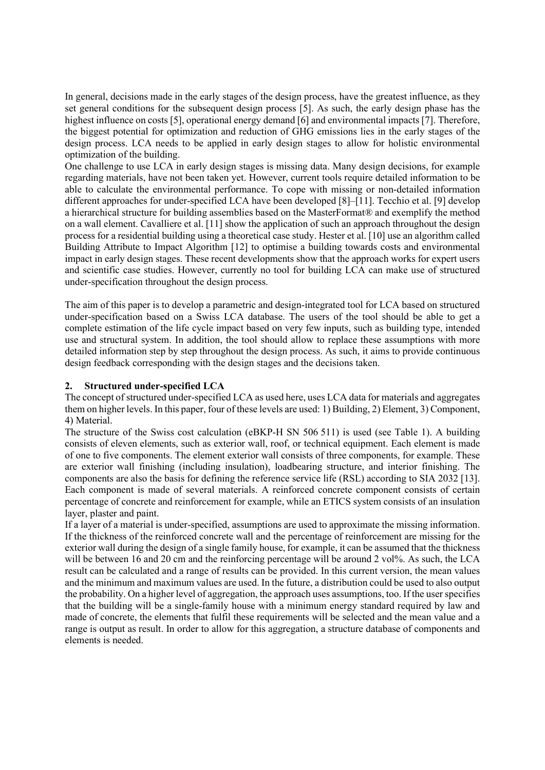In general, decisions made in the early stages of the design process, have the greatest influence, as they set general conditions for the subsequent design process [5]. As such, the early design phase has the highest influence on costs [5], operational energy demand [6] and environmental impacts [7]. Therefore, the biggest potential for optimization and reduction of GHG emissions lies in the early stages of the design process. LCA needs to be applied in early design stages to allow for holistic environmental optimization of the building.

One challenge to use LCA in early design stages is missing data. Many design decisions, for example regarding materials, have not been taken yet. However, current tools require detailed information to be able to calculate the environmental performance. To cope with missing or non-detailed information different approaches for under-specified LCA have been developed [8]–[11]. Tecchio et al. [9] develop a hierarchical structure for building assemblies based on the MasterFormat® and exemplify the method on a wall element. Cavalliere et al. [11] show the application of such an approach throughout the design process for a residential building using a theoretical case study. Hester et al. [10] use an algorithm called Building Attribute to Impact Algorithm [12] to optimise a building towards costs and environmental impact in early design stages. These recent developments show that the approach works for expert users and scientific case studies. However, currently no tool for building LCA can make use of structured under-specification throughout the design process.

The aim of this paper is to develop a parametric and design-integrated tool for LCA based on structured under-specification based on a Swiss LCA database. The users of the tool should be able to get a complete estimation of the life cycle impact based on very few inputs, such as building type, intended use and structural system. In addition, the tool should allow to replace these assumptions with more detailed information step by step throughout the design process. As such, it aims to provide continuous design feedback corresponding with the design stages and the decisions taken.

## 2. Structured under-specified LCA

The concept of structured under-specified LCA as used here, uses LCA data for materials and aggregates them on higher levels. In this paper, four of these levels are used: 1) Building, 2) Element, 3) Component, 4) Material.

The structure of the Swiss cost calculation (eBKP-H SN 506 511) is used (see Table 1). A building consists of eleven elements, such as exterior wall, roof, or technical equipment. Each element is made of one to five components. The element exterior wall consists of three components, for example. These are exterior wall finishing (including insulation), loadbearing structure, and interior finishing. The components are also the basis for defining the reference service life (RSL) according to SIA 2032 [13]. Each component is made of several materials. A reinforced concrete component consists of certain percentage of concrete and reinforcement for example, while an ETICS system consists of an insulation layer, plaster and paint.

If a layer of a material is under-specified, assumptions are used to approximate the missing information. If the thickness of the reinforced concrete wall and the percentage of reinforcement are missing for the exterior wall during the design of a single family house, for example, it can be assumed that the thickness will be between 16 and 20 cm and the reinforcing percentage will be around 2 vol%. As such, the LCA result can be calculated and a range of results can be provided. In this current version, the mean values and the minimum and maximum values are used. In the future, a distribution could be used to also output the probability. On a higher level of aggregation, the approach uses assumptions, too. If the user specifies that the building will be a single-family house with a minimum energy standard required by law and made of concrete, the elements that fulfil these requirements will be selected and the mean value and a range is output as result. In order to allow for this aggregation, a structure database of components and elements is needed.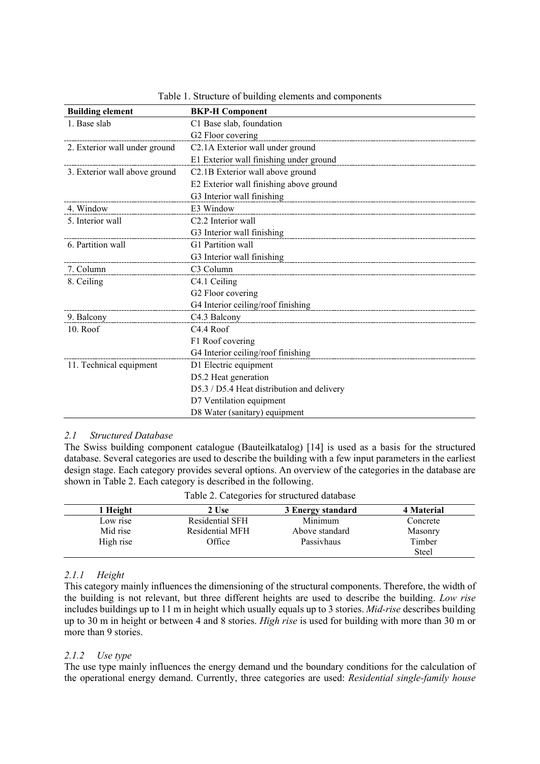Table 1. Structure of building elements and components

| Building element | BKP-H Component |
|---|---|
| 1. Base slab | C1 Base slab, foundation |
| | G2 Floor covering |
| 2. Exterior wall under ground | C2.1A Exterior wall under ground |
| | E1 Exterior wall finishing under ground |
| 3. Exterior wall above ground | C2.1B Exterior wall above ground |
| | E2 Exterior wall finishing above ground |
| | G3 Interior wall finishing |
| 4. Window | E3 Window |
| 5. Interior wall | C2.2 Interior wall |
| | G3 Interior wall finishing |
| 6. Partition wall | G1 Partition wall |
| | G3 Interior wall finishing |
| 7. Column | C3 Column |
| 8. Ceiling | C4.1 Ceiling |
| | G2 Floor covering |
| | G4 Interior ceiling/roof finishing |
| 9. Balcony | C4.3 Balcony |
| 10. Roof | C4.4 Roof |
| | F1 Roof covering |
| | G4 Interior ceiling/roof finishing |
| 11. Technical equipment | D1 Electric equipment |
| | D5.2 Heat generation |
| | D5.3 / D5.4 Heat distribution and delivery |
| | D7 Ventilation equipment |
| | D8 Water (sanitary) equipment |

### 2.1 *Structured Database*

The Swiss building component catalogue (Bauteilkatalog) [14] is used as a basis for the structured database. Several categories are used to describe the building with a few input parameters in the earliest design stage. Each category provides several options. An overview of the categories in the database are shown in Table 2. Each category is described in the following.

Table 2. Categories for structured database

| 1 Height | 2 Use | 3 Energy standard | 4 Material |
|---|---|---|---|
| Low rise | Residential SFH | Minimum | Concrete |
| Mid rise | Residential MFH | Above standard | Masonry |
| High rise | Office | Passivhaus | Timber |
| | | | Steel |

#### 2.1.1 *Height*

This category mainly influences the dimensioning of the structural components. Therefore, the width of the building is not relevant, but three different heights are used to describe the building. *Low rise* includes buildings up to 11 m in height which usually equals up to 3 stories. *Mid-rise* describes building up to 30 m in height or between 4 and 8 stories. *High rise* is used for building with more than 30 m or more than 9 stories.

#### 2.1.2 *Use type*

The use type mainly influences the energy demand und the boundary conditions for the calculation of the operational energy demand. Currently, three categories are used: *Residential single-family house*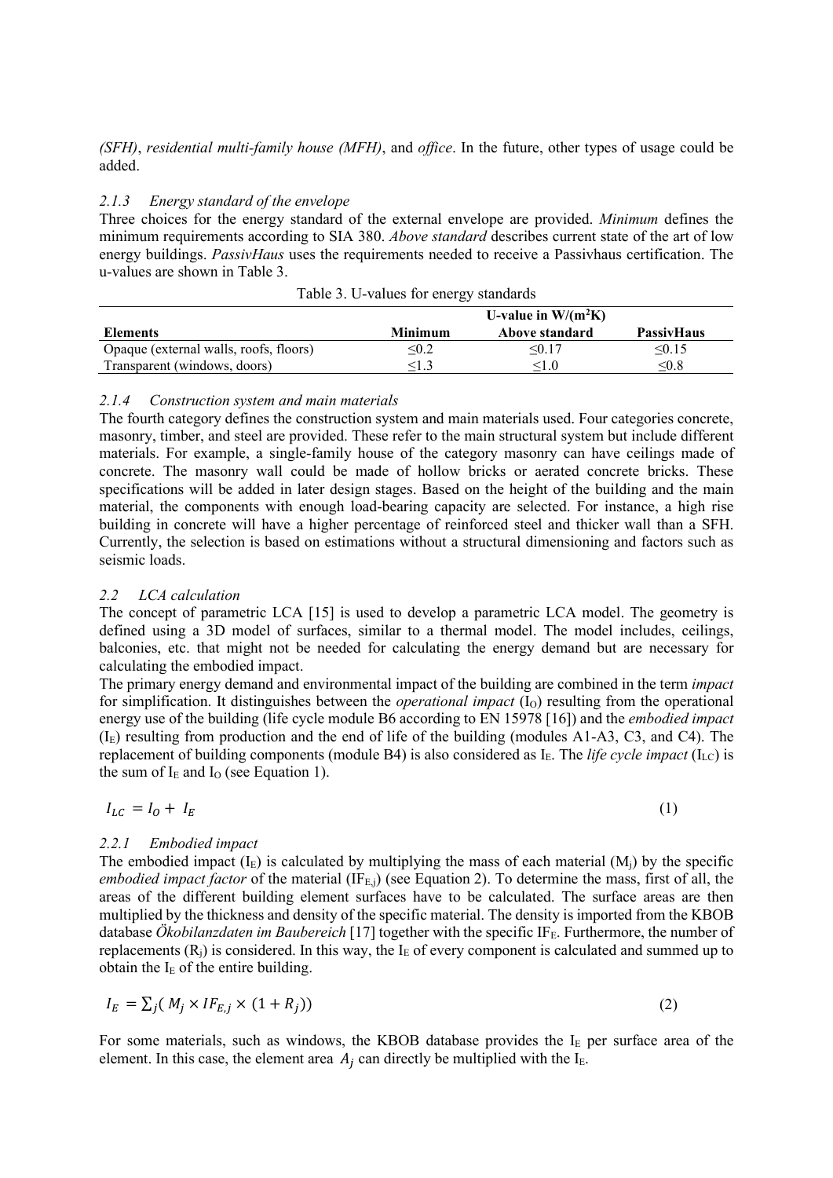*(SFH)*, *residential multi-family house (MFH)*, and *office*. In the future, other types of usage could be added.

### 2.1.3 Energy standard of the envelope

Three choices for the energy standard of the external envelope are provided. *Minimum* defines the minimum requirements according to SIA 380. *Above standard* describes current state of the art of low energy buildings. *PassivHaus* uses the requirements needed to receive a Passivhaus certification. The u-values are shown in Table 3.

Table 3. U-values for energy standards

| | U-value in W/(m$^2$K) | | |
|---|---|---|---|
| **Elements** | **Minimum** | **Above standard** | **PassivHaus** |
| Opaque (external walls, roofs, floors) | ≤0.2 | ≤0.17 | ≤0.15 |
| Transparent (windows, doors) | ≤1.3 | ≤1.0 | ≤0.8 |

### 2.1.4 Construction system and main materials

The fourth category defines the construction system and main materials used. Four categories concrete, masonry, timber, and steel are provided. These refer to the main structural system but include different materials. For example, a single-family house of the category masonry can have ceilings made of concrete. The masonry wall could be made of hollow bricks or aerated concrete bricks. These specifications will be added in later design stages. Based on the height of the building and the main material, the components with enough load-bearing capacity are selected. For instance, a high rise building in concrete will have a higher percentage of reinforced steel and thicker wall than a SFH. Currently, the selection is based on estimations without a structural dimensioning and factors such as seismic loads.

## 2.2 LCA calculation

The concept of parametric LCA [15] is used to develop a parametric LCA model. The geometry is defined using a 3D model of surfaces, similar to a thermal model. The model includes, ceilings, balconies, etc. that might not be needed for calculating the energy demand but are necessary for calculating the embodied impact.

The primary energy demand and environmental impact of the building are combined in the term *impact* for simplification. It distinguishes between the *operational impact* ($I_O$) resulting from the operational energy use of the building (life cycle module B6 according to EN 15978 [16]) and the *embodied impact* ($I_E$) resulting from production and the end of life of the building (modules A1-A3, C3, and C4). The replacement of building components (module B4) is also considered as $I_E$. The *life cycle impact* ($I_{LC}$) is the sum of $I_E$ and $I_O$ (see Equation 1).

$$I_{LC} = I_O + I_E \tag{1}$$

### 2.2.1 Embodied impact

The embodied impact ($I_E$) is calculated by multiplying the mass of each material ($M_j$) by the specific *embodied impact factor* of the material ($IF_{E,j}$) (see Equation 2). To determine the mass, first of all, the areas of the different building element surfaces have to be calculated. The surface areas are then multiplied by the thickness and density of the specific material. The density is imported from the KBOB database *Ökobilanzdaten im Baubereich* [17] together with the specific $IF_E$. Furthermore, the number of replacements ($R_j$) is considered. In this way, the $I_E$ of every component is calculated and summed up to obtain the $I_E$ of the entire building.

$$I_E = \sum_j ( M_j \times IF_{E,j} \times (1 + R_j)) \tag{2}$$

For some materials, such as windows, the KBOB database provides the $I_E$ per surface area of the element. In this case, the element area $A_j$ can directly be multiplied with the $I_E$.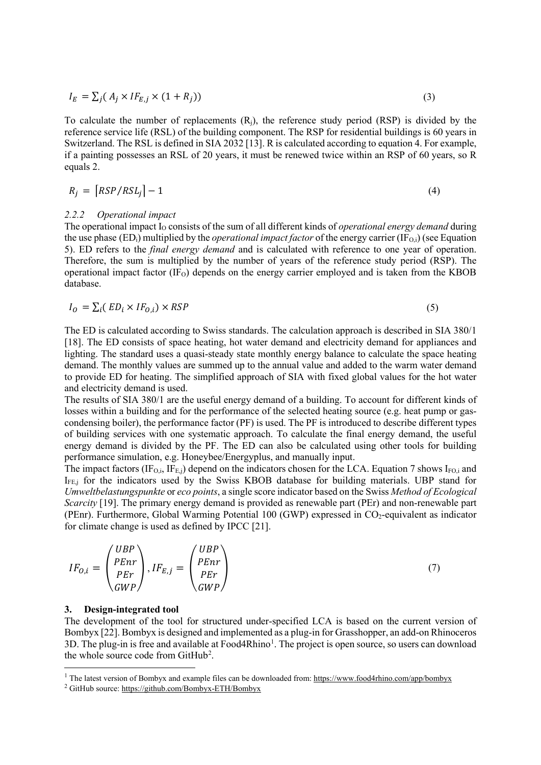$$I_E = \sum_j ( A_j \times IF_{E,j} \times (1 + R_j)) \quad (3)$$

To calculate the number of replacements ($R_j$), the reference study period (RSP) is divided by the reference service life (RSL) of the building component. The RSP for residential buildings is 60 years in Switzerland. The RSL is defined in SIA 2032 [13]. R is calculated according to equation 4. For example, if a painting possesses an RSL of 20 years, it must be renewed twice within an RSP of 60 years, so R equals 2.

$$R_j = \lceil RSP/RSL_j \rceil - 1 \quad (4)$$

### 2.2.2 Operational impact

The operational impact $I_O$ consists of the sum of all different kinds of *operational energy demand* during the use phase ($ED_i$) multiplied by the *operational impact factor* of the energy carrier ($IF_{O,i}$) (see Equation 5). ED refers to the *final energy demand* and is calculated with reference to one year of operation. Therefore, the sum is multiplied by the number of years of the reference study period (RSP). The operational impact factor ($IF_O$) depends on the energy carrier employed and is taken from the KBOB database.

$$I_O = \sum_i ( ED_i \times IF_{O,i}) \times RSP \quad (5)$$

The ED is calculated according to Swiss standards. The calculation approach is described in SIA 380/1 [18]. The ED consists of space heating, hot water demand and electricity demand for appliances and lighting. The standard uses a quasi-steady state monthly energy balance to calculate the space heating demand. The monthly values are summed up to the annual value and added to the warm water demand to provide ED for heating. The simplified approach of SIA with fixed global values for the hot water and electricity demand is used.

The results of SIA 380/1 are the useful energy demand of a building. To account for different kinds of losses within a building and for the performance of the selected heating source (e.g. heat pump or gas-condensing boiler), the performance factor (PF) is used. The PF is introduced to describe different types of building services with one systematic approach. To calculate the final energy demand, the useful energy demand is divided by the PF. The ED can also be calculated using other tools for building performance simulation, e.g. Honeybee/Energyplus, and manually input.

The impact factors ($IF_{O,i}$, $IF_{E,j}$) depend on the indicators chosen for the LCA. Equation 7 shows $I_{FO,i}$ and $I_{FE,j}$ for the indicators used by the Swiss KBOB database for building materials. UBP stand for *Umweltbelastungspunkte* or *eco points*, a single score indicator based on the Swiss *Method of Ecological Scarcity* [19]. The primary energy demand is provided as renewable part (PEr) and non-renewable part (PEnr). Furthermore, Global Warming Potential 100 (GWP) expressed in $CO_2$-equivalent as indicator for climate change is used as defined by IPCC [21].

$$IF_{O,i} = \begin{pmatrix} UBP \\ PEnr \\ PEr \\ GWP \end{pmatrix}, IF_{E,j} = \begin{pmatrix} UBP \\ PEnr \\ PEr \\ GWP \end{pmatrix} \quad (7)$$

## 3. Design-integrated tool

The development of the tool for structured under-specified LCA is based on the current version of Bombyx [22]. Bombyx is designed and implemented as a plug-in for Grasshopper, an add-on Rhinoceros 3D. The plug-in is free and available at Food4Rhino[1]. The project is open source, so users can download the whole source code from GitHub[2].

[1] The latest version of Bombyx and example files can be downloaded from: https://www.food4rhino.com/app/bombyx

[2] GitHub source: https://github.com/Bombyx-ETH/Bombyx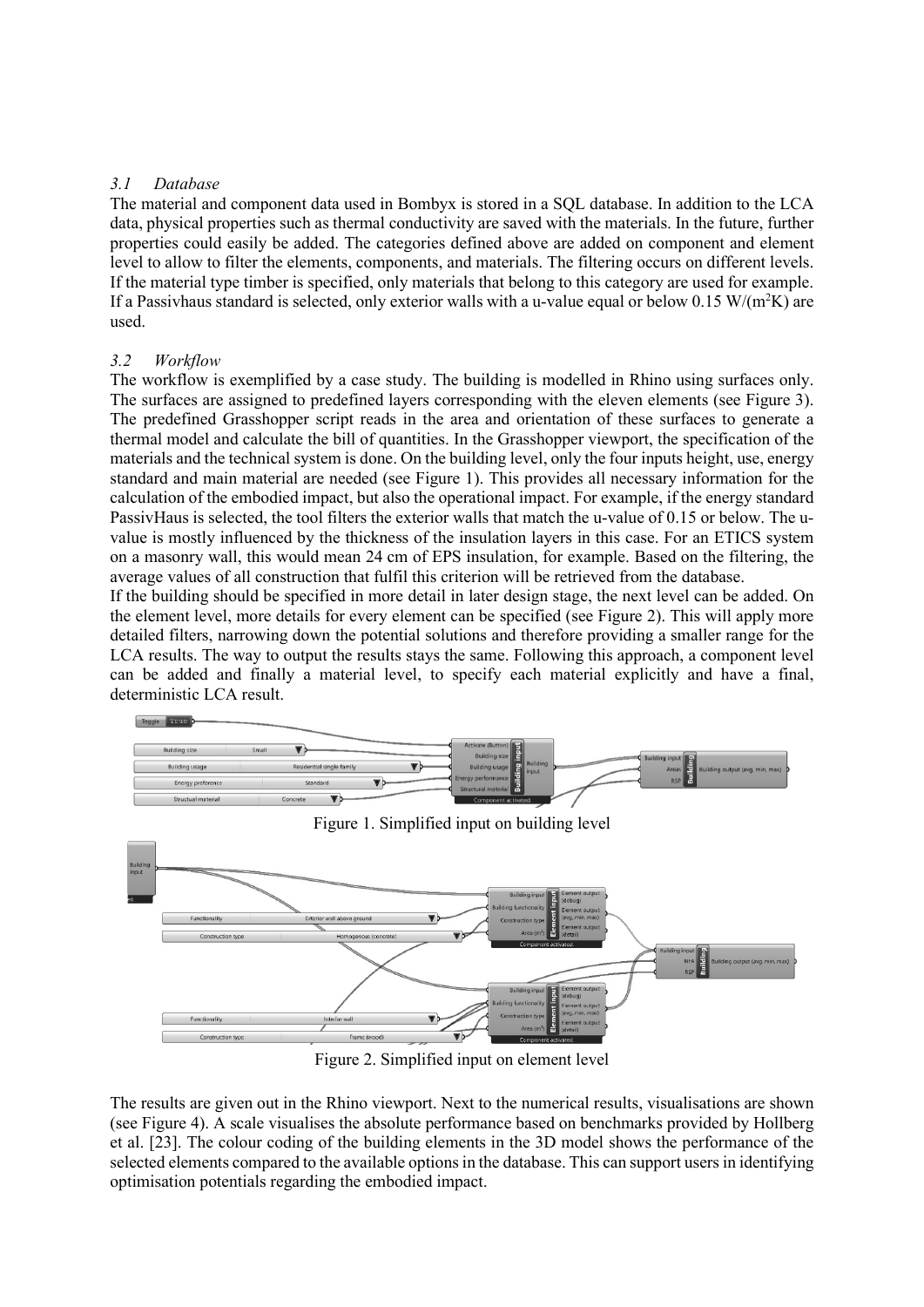### *3.1 Database*

The material and component data used in Bombyx is stored in a SQL database. In addition to the LCA data, physical properties such as thermal conductivity are saved with the materials. In the future, further properties could easily be added. The categories defined above are added on component and element level to allow to filter the elements, components, and materials. The filtering occurs on different levels. If the material type timber is specified, only materials that belong to this category are used for example. If a Passivhaus standard is selected, only exterior walls with a u-value equal or below 0.15 W/(m$^2$K) are used.

### *3.2 Workflow*

The workflow is exemplified by a case study. The building is modelled in Rhino using surfaces only. The surfaces are assigned to predefined layers corresponding with the eleven elements (see Figure 3). The predefined Grasshopper script reads in the area and orientation of these surfaces to generate a thermal model and calculate the bill of quantities. In the Grasshopper viewport, the specification of the materials and the technical system is done. On the building level, only the four inputs height, use, energy standard and main material are needed (see Figure 1). This provides all necessary information for the calculation of the embodied impact, but also the operational impact. For example, if the energy standard PassivHaus is selected, the tool filters the exterior walls that match the u-value of 0.15 or below. The u-value is mostly influenced by the thickness of the insulation layers in this case. For an ETICS system on a masonry wall, this would mean 24 cm of EPS insulation, for example. Based on the filtering, the average values of all construction that fulfil this criterion will be retrieved from the database.

If the building should be specified in more detail in later design stage, the next level can be added. On the element level, more details for every element can be specified (see Figure 2). This will apply more detailed filters, narrowing down the potential solutions and therefore providing a smaller range for the LCA results. The way to output the results stays the same. Following this approach, a component level can be added and finally a material level, to specify each material explicitly and have a final, deterministic LCA result.

Figure 1. Simplified input on building level

Figure 2. Simplified input on element level

The results are given out in the Rhino viewport. Next to the numerical results, visualisations are shown (see Figure 4). A scale visualises the absolute performance based on benchmarks provided by Hollberg et al. [23]. The colour coding of the building elements in the 3D model shows the performance of the selected elements compared to the available options in the database. This can support users in identifying optimisation potentials regarding the embodied impact.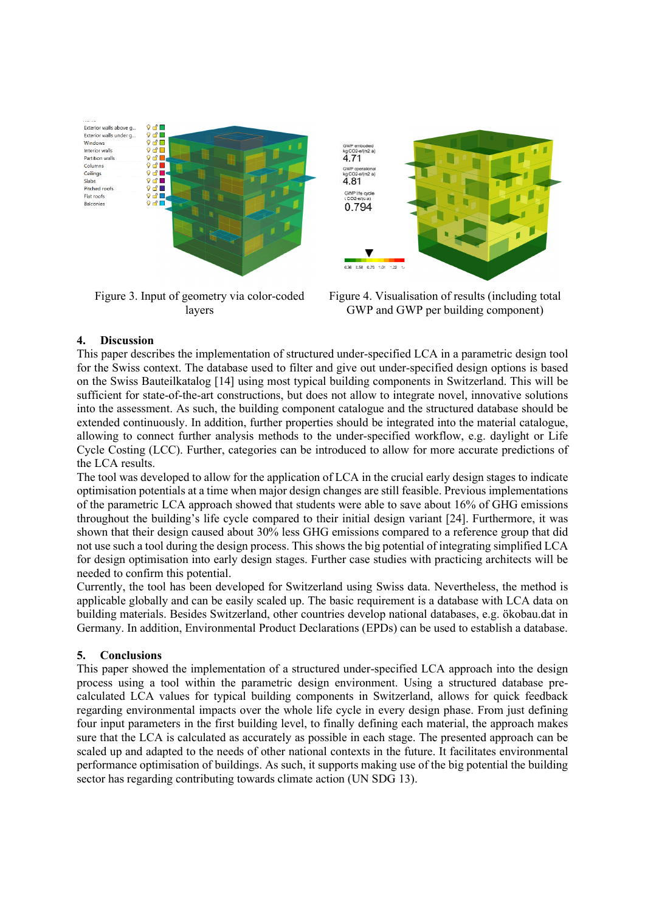Figure 3. Input of geometry via color-coded layers

Figure 4. Visualisation of results (including total GWP and GWP per building component)

## 4. Discussion

This paper describes the implementation of structured under-specified LCA in a parametric design tool for the Swiss context. The database used to filter and give out under-specified design options is based on the Swiss Bauteilkatalog [14] using most typical building components in Switzerland. This will be sufficient for state-of-the-art constructions, but does not allow to integrate novel, innovative solutions into the assessment. As such, the building component catalogue and the structured database should be extended continuously. In addition, further properties should be integrated into the material catalogue, allowing to connect further analysis methods to the under-specified workflow, e.g. daylight or Life Cycle Costing (LCC). Further, categories can be introduced to allow for more accurate predictions of the LCA results.

The tool was developed to allow for the application of LCA in the crucial early design stages to indicate optimisation potentials at a time when major design changes are still feasible. Previous implementations of the parametric LCA approach showed that students were able to save about 16% of GHG emissions throughout the building's life cycle compared to their initial design variant [24]. Furthermore, it was shown that their design caused about 30% less GHG emissions compared to a reference group that did not use such a tool during the design process. This shows the big potential of integrating simplified LCA for design optimisation into early design stages. Further case studies with practicing architects will be needed to confirm this potential.

Currently, the tool has been developed for Switzerland using Swiss data. Nevertheless, the method is applicable globally and can be easily scaled up. The basic requirement is a database with LCA data on building materials. Besides Switzerland, other countries develop national databases, e.g. ökobau.dat in Germany. In addition, Environmental Product Declarations (EPDs) can be used to establish a database.

## 5. Conclusions

This paper showed the implementation of a structured under-specified LCA approach into the design process using a tool within the parametric design environment. Using a structured database pre-calculated LCA values for typical building components in Switzerland, allows for quick feedback regarding environmental impacts over the whole life cycle in every design phase. From just defining four input parameters in the first building level, to finally defining each material, the approach makes sure that the LCA is calculated as accurately as possible in each stage. The presented approach can be scaled up and adapted to the needs of other national contexts in the future. It facilitates environmental performance optimisation of buildings. As such, it supports making use of the big potential the building sector has regarding contributing towards climate action (UN SDG 13).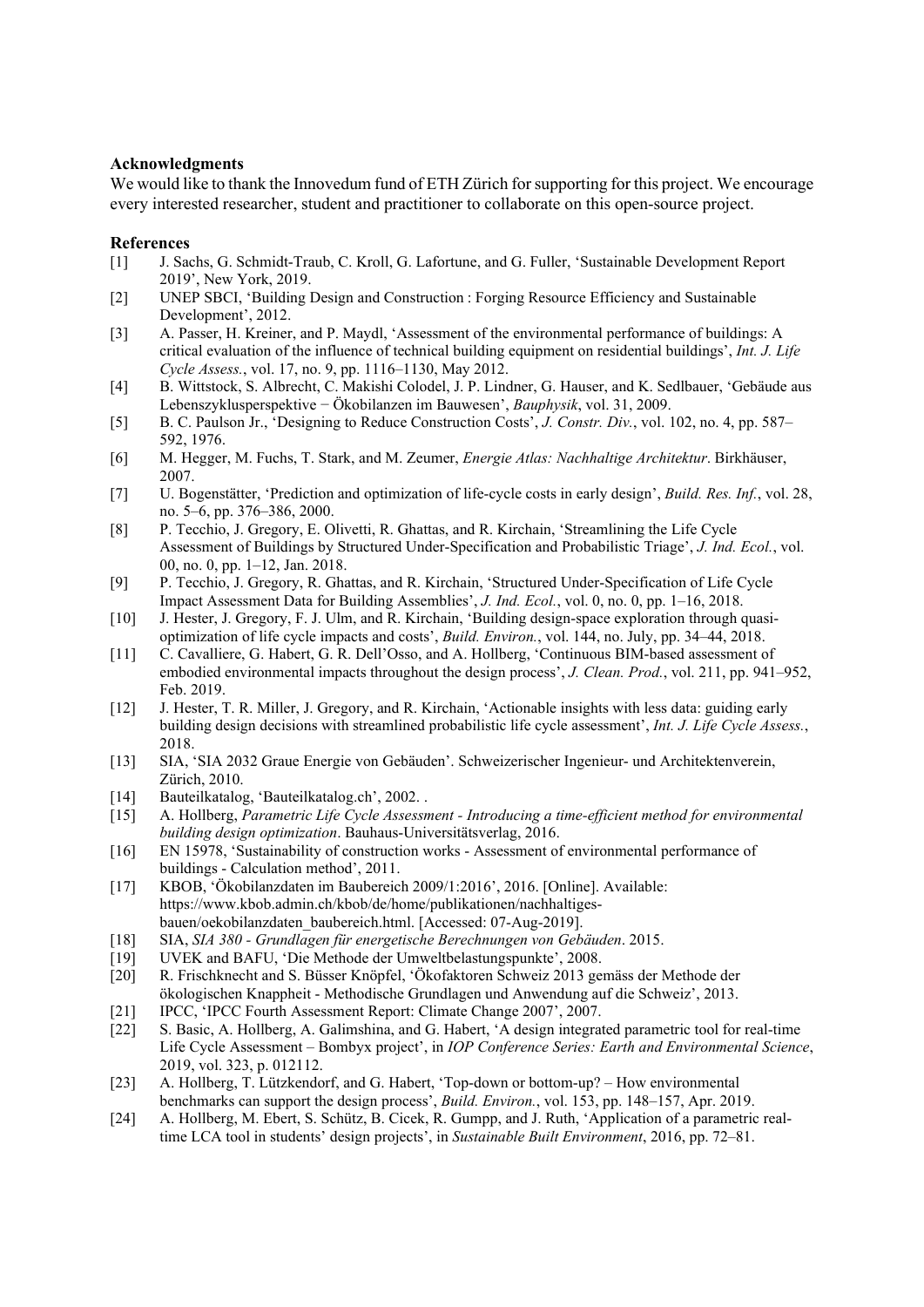**Acknowledgments**

We would like to thank the Innovedum fund of ETH Zürich for supporting for this project. We encourage every interested researcher, student and practitioner to collaborate on this open-source project.

**References**

[1] J. Sachs, G. Schmidt-Traub, C. Kroll, G. Lafortune, and G. Fuller, 'Sustainable Development Report 2019', New York, 2019.

[2] UNEP SBCI, 'Building Design and Construction : Forging Resource Efficiency and Sustainable Development', 2012.

[3] A. Passer, H. Kreiner, and P. Maydl, 'Assessment of the environmental performance of buildings: A critical evaluation of the influence of technical building equipment on residential buildings', *Int. J. Life Cycle Assess.*, vol. 17, no. 9, pp. 1116–1130, May 2012.

[4] B. Wittstock, S. Albrecht, C. Makishi Colodel, J. P. Lindner, G. Hauser, and K. Sedlbauer, 'Gebäude aus Lebenszyklusperspektive − Ökobilanzen im Bauwesen', *Bauphysik*, vol. 31, 2009.

[5] B. C. Paulson Jr., 'Designing to Reduce Construction Costs', *J. Constr. Div.*, vol. 102, no. 4, pp. 587–592, 1976.

[6] M. Hegger, M. Fuchs, T. Stark, and M. Zeumer, *Energie Atlas: Nachhaltige Architektur*. Birkhäuser, 2007.

[7] U. Bogenstätter, 'Prediction and optimization of life-cycle costs in early design', *Build. Res. Inf.*, vol. 28, no. 5–6, pp. 376–386, 2000.

[8] P. Tecchio, J. Gregory, E. Olivetti, R. Ghattas, and R. Kirchain, 'Streamlining the Life Cycle Assessment of Buildings by Structured Under-Specification and Probabilistic Triage', *J. Ind. Ecol.*, vol. 00, no. 0, pp. 1–12, Jan. 2018.

[9] P. Tecchio, J. Gregory, R. Ghattas, and R. Kirchain, 'Structured Under-Specification of Life Cycle Impact Assessment Data for Building Assemblies', *J. Ind. Ecol.*, vol. 0, no. 0, pp. 1–16, 2018.

[10] J. Hester, J. Gregory, F. J. Ulm, and R. Kirchain, 'Building design-space exploration through quasi-optimization of life cycle impacts and costs', *Build. Environ.*, vol. 144, no. July, pp. 34–44, 2018.

[11] C. Cavalliere, G. Habert, G. R. Dell'Osso, and A. Hollberg, 'Continuous BIM-based assessment of embodied environmental impacts throughout the design process', *J. Clean. Prod.*, vol. 211, pp. 941–952, Feb. 2019.

[12] J. Hester, T. R. Miller, J. Gregory, and R. Kirchain, 'Actionable insights with less data: guiding early building design decisions with streamlined probabilistic life cycle assessment', *Int. J. Life Cycle Assess.*, 2018.

[13] SIA, 'SIA 2032 Graue Energie von Gebäuden'. Schweizerischer Ingenieur- und Architektenverein, Zürich, 2010.

[14] Bauteilkatalog, 'Bauteilkatalog.ch', 2002. .

[15] A. Hollberg, *Parametric Life Cycle Assessment - Introducing a time-efficient method for environmental building design optimization*. Bauhaus-Universitätsverlag, 2016.

[16] EN 15978, 'Sustainability of construction works - Assessment of environmental performance of buildings - Calculation method', 2011.

[17] KBOB, 'Ökobilanzdaten im Baubereich 2009/1:2016', 2016. [Online]. Available: https://www.kbob.admin.ch/kbob/de/home/publikationen/nachhaltiges-bauen/oekobilanzdaten_baubereich.html. [Accessed: 07-Aug-2019].

[18] SIA, *SIA 380 - Grundlagen für energetische Berechnungen von Gebäuden*. 2015.

[19] UVEK and BAFU, 'Die Methode der Umweltbelastungspunkte', 2008.

[20] R. Frischknecht and S. Büsser Knöpfel, 'Ökofaktoren Schweiz 2013 gemäss der Methode der ökologischen Knappheit - Methodische Grundlagen und Anwendung auf die Schweiz', 2013.

[21] IPCC, 'IPCC Fourth Assessment Report: Climate Change 2007', 2007.

[22] S. Basic, A. Hollberg, A. Galimshina, and G. Habert, 'A design integrated parametric tool for real-time Life Cycle Assessment – Bombyx project', in *IOP Conference Series: Earth and Environmental Science*, 2019, vol. 323, p. 012112.

[23] A. Hollberg, T. Lützkendorf, and G. Habert, 'Top-down or bottom-up? – How environmental benchmarks can support the design process', *Build. Environ.*, vol. 153, pp. 148–157, Apr. 2019.

[24] A. Hollberg, M. Ebert, S. Schütz, B. Cicek, R. Gumpp, and J. Ruth, 'Application of a parametric real-time LCA tool in students' design projects', in *Sustainable Built Environment*, 2016, pp. 72–81.